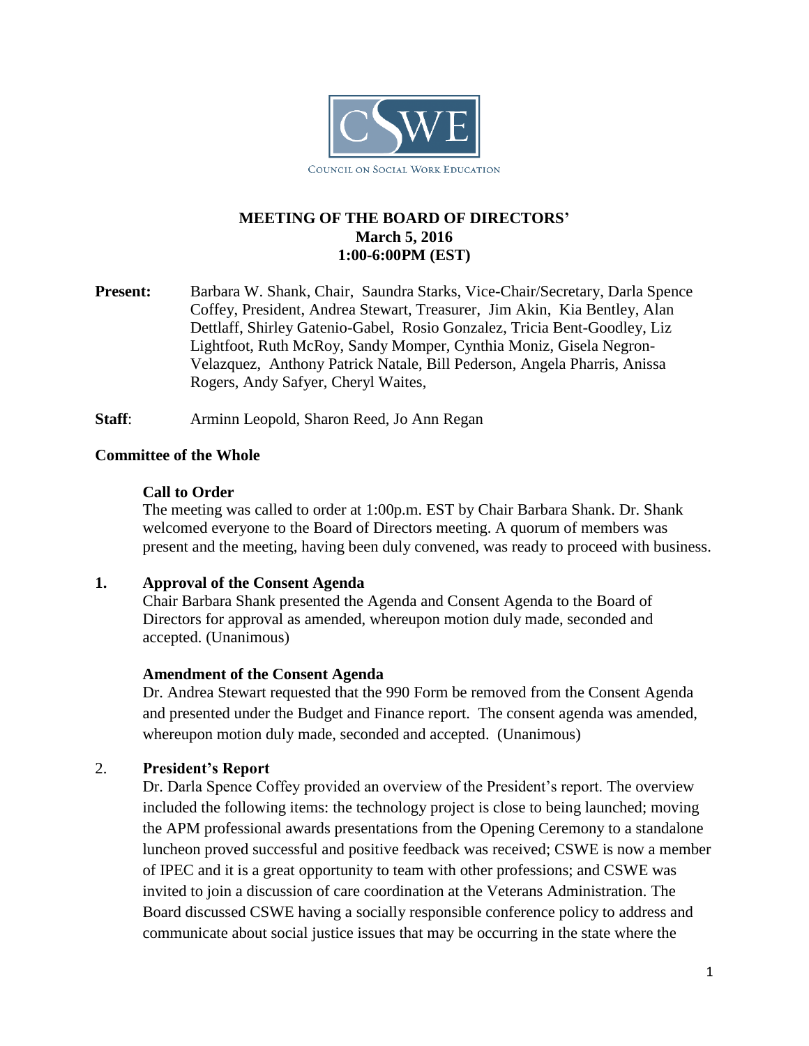COUNCIL ON SOCIAL WORK EDUCATION

# MEETING OF THE BOARD OF DIRECTORS'
## March 5, 2016
## 1:00-6:00PM (EST)

**Present:** Barbara W. Shank, Chair, Saundra Starks, Vice-Chair/Secretary, Darla Spence Coffey, President, Andrea Stewart, Treasurer, Jim Akin, Kia Bentley, Alan Dettlaff, Shirley Gatenio-Gabel, Rosio Gonzalez, Tricia Bent-Goodley, Liz Lightfoot, Ruth McRoy, Sandy Momper, Cynthia Moniz, Gisela Negron-Velazquez, Anthony Patrick Natale, Bill Pederson, Angela Pharris, Anissa Rogers, Andy Safyer, Cheryl Waites,

**Staff**: Arminn Leopold, Sharon Reed, Jo Ann Regan

**Committee of the Whole**

**Call to Order**

The meeting was called to order at 1:00p.m. EST by Chair Barbara Shank. Dr. Shank welcomed everyone to the Board of Directors meeting. A quorum of members was present and the meeting, having been duly convened, was ready to proceed with business.

**1. Approval of the Consent Agenda**

Chair Barbara Shank presented the Agenda and Consent Agenda to the Board of Directors for approval as amended, whereupon motion duly made, seconded and accepted. (Unanimous)

**Amendment of the Consent Agenda**

Dr. Andrea Stewart requested that the 990 Form be removed from the Consent Agenda and presented under the Budget and Finance report. The consent agenda was amended, whereupon motion duly made, seconded and accepted. (Unanimous)

2. **President's Report**

Dr. Darla Spence Coffey provided an overview of the President's report. The overview included the following items: the technology project is close to being launched; moving the APM professional awards presentations from the Opening Ceremony to a standalone luncheon proved successful and positive feedback was received; CSWE is now a member of IPEC and it is a great opportunity to team with other professions; and CSWE was invited to join a discussion of care coordination at the Veterans Administration. The Board discussed CSWE having a socially responsible conference policy to address and communicate about social justice issues that may be occurring in the state where the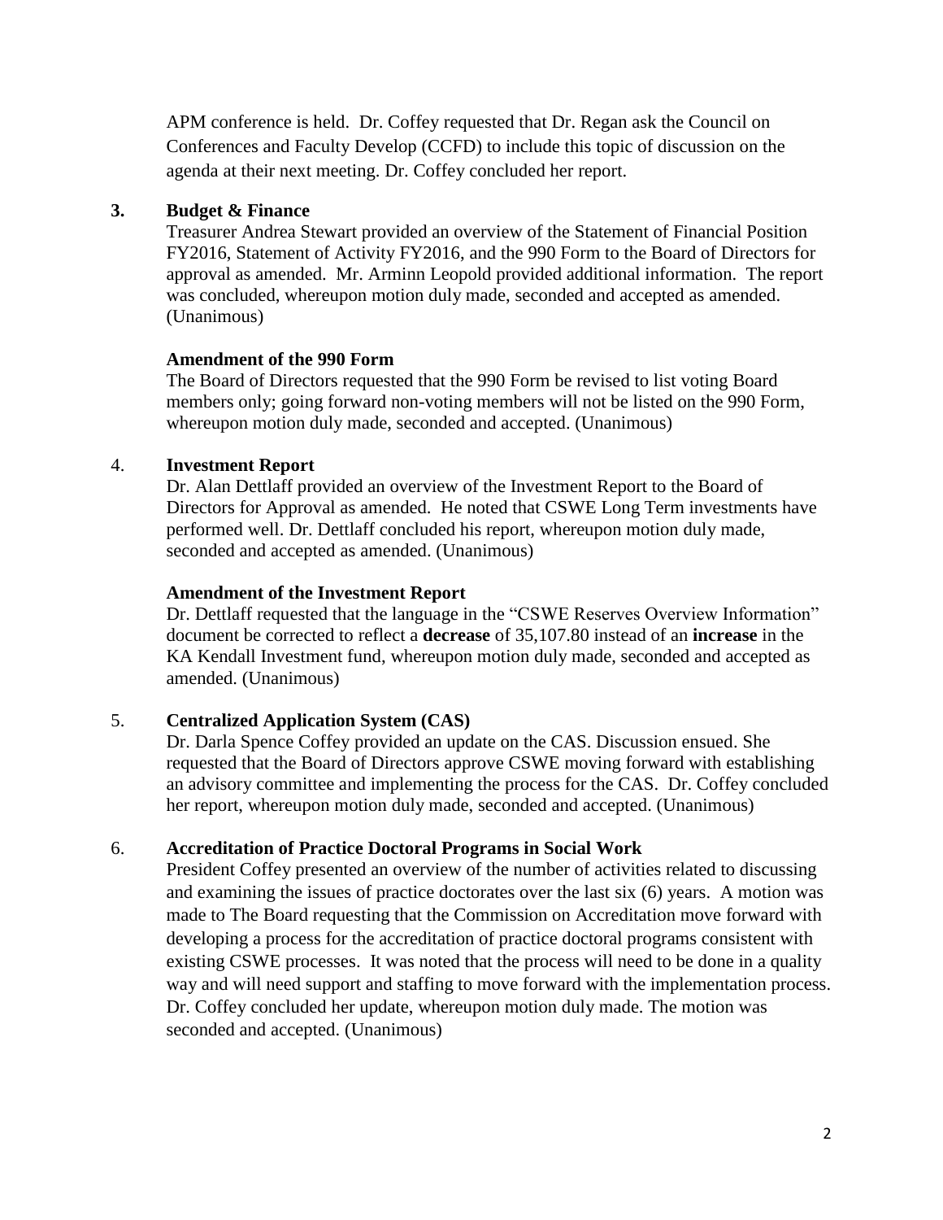APM conference is held. Dr. Coffey requested that Dr. Regan ask the Council on Conferences and Faculty Develop (CCFD) to include this topic of discussion on the agenda at their next meeting. Dr. Coffey concluded her report.

**3. Budget & Finance**

Treasurer Andrea Stewart provided an overview of the Statement of Financial Position FY2016, Statement of Activity FY2016, and the 990 Form to the Board of Directors for approval as amended. Mr. Arminn Leopold provided additional information. The report was concluded, whereupon motion duly made, seconded and accepted as amended. (Unanimous)

**Amendment of the 990 Form**

The Board of Directors requested that the 990 Form be revised to list voting Board members only; going forward non-voting members will not be listed on the 990 Form, whereupon motion duly made, seconded and accepted. (Unanimous)

4. **Investment Report**

Dr. Alan Dettlaff provided an overview of the Investment Report to the Board of Directors for Approval as amended. He noted that CSWE Long Term investments have performed well. Dr. Dettlaff concluded his report, whereupon motion duly made, seconded and accepted as amended. (Unanimous)

**Amendment of the Investment Report**

Dr. Dettlaff requested that the language in the "CSWE Reserves Overview Information" document be corrected to reflect a **decrease** of 35,107.80 instead of an **increase** in the KA Kendall Investment fund, whereupon motion duly made, seconded and accepted as amended. (Unanimous)

5. **Centralized Application System (CAS)**

Dr. Darla Spence Coffey provided an update on the CAS. Discussion ensued. She requested that the Board of Directors approve CSWE moving forward with establishing an advisory committee and implementing the process for the CAS. Dr. Coffey concluded her report, whereupon motion duly made, seconded and accepted. (Unanimous)

6. **Accreditation of Practice Doctoral Programs in Social Work**

President Coffey presented an overview of the number of activities related to discussing and examining the issues of practice doctorates over the last six (6) years. A motion was made to The Board requesting that the Commission on Accreditation move forward with developing a process for the accreditation of practice doctoral programs consistent with existing CSWE processes. It was noted that the process will need to be done in a quality way and will need support and staffing to move forward with the implementation process. Dr. Coffey concluded her update, whereupon motion duly made. The motion was seconded and accepted. (Unanimous)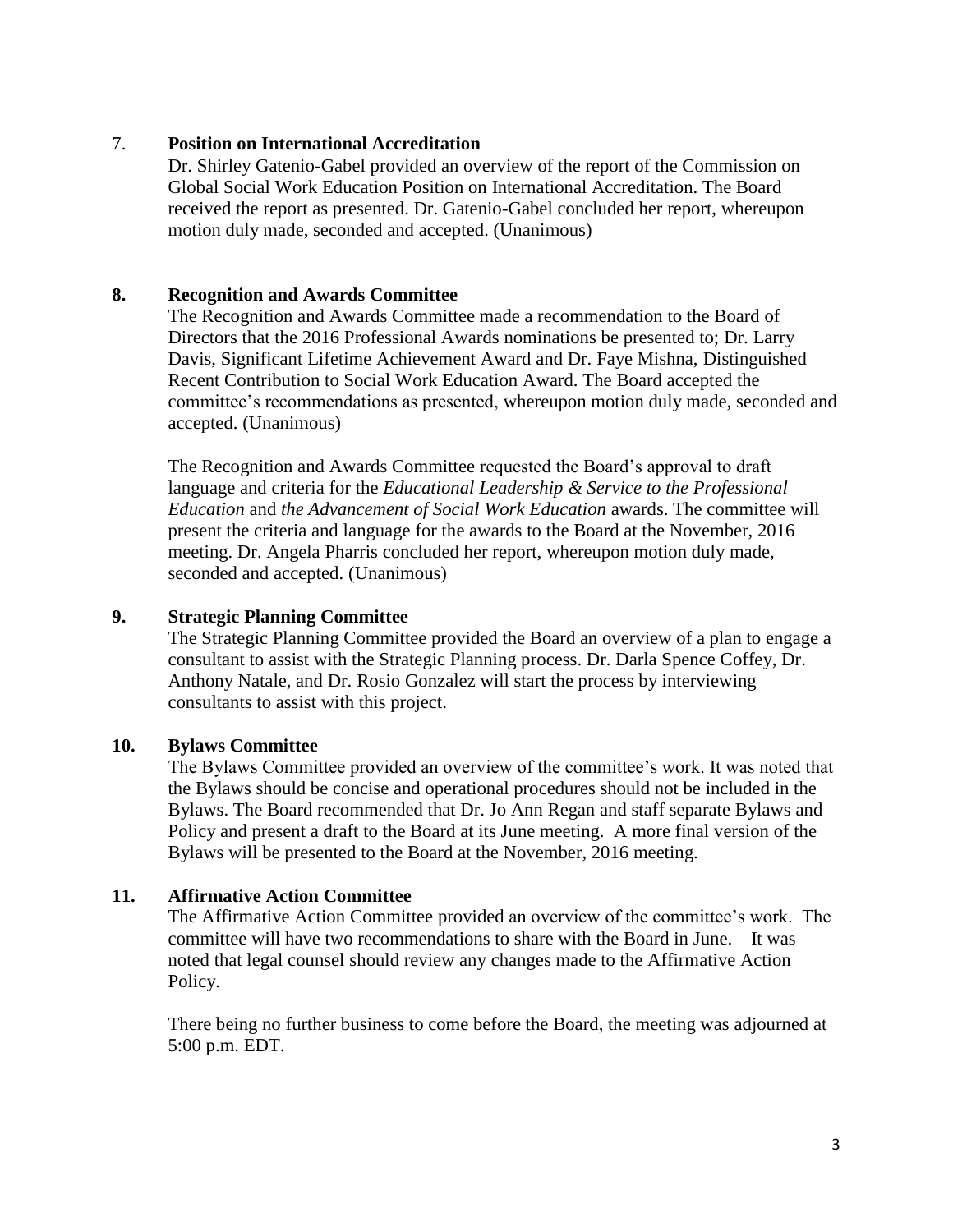7. **Position on International Accreditation**

Dr. Shirley Gatenio-Gabel provided an overview of the report of the Commission on Global Social Work Education Position on International Accreditation. The Board received the report as presented. Dr. Gatenio-Gabel concluded her report, whereupon motion duly made, seconded and accepted. (Unanimous)

**8. Recognition and Awards Committee**

The Recognition and Awards Committee made a recommendation to the Board of Directors that the 2016 Professional Awards nominations be presented to; Dr. Larry Davis, Significant Lifetime Achievement Award and Dr. Faye Mishna, Distinguished Recent Contribution to Social Work Education Award. The Board accepted the committee's recommendations as presented, whereupon motion duly made, seconded and accepted. (Unanimous)

The Recognition and Awards Committee requested the Board's approval to draft language and criteria for the *Educational Leadership & Service to the Professional Education* and *the Advancement of Social Work Education* awards. The committee will present the criteria and language for the awards to the Board at the November, 2016 meeting. Dr. Angela Pharris concluded her report, whereupon motion duly made, seconded and accepted. (Unanimous)

**9. Strategic Planning Committee**

The Strategic Planning Committee provided the Board an overview of a plan to engage a consultant to assist with the Strategic Planning process. Dr. Darla Spence Coffey, Dr. Anthony Natale, and Dr. Rosio Gonzalez will start the process by interviewing consultants to assist with this project.

**10. Bylaws Committee**

The Bylaws Committee provided an overview of the committee's work. It was noted that the Bylaws should be concise and operational procedures should not be included in the Bylaws. The Board recommended that Dr. Jo Ann Regan and staff separate Bylaws and Policy and present a draft to the Board at its June meeting. A more final version of the Bylaws will be presented to the Board at the November, 2016 meeting.

**11. Affirmative Action Committee**

The Affirmative Action Committee provided an overview of the committee's work. The committee will have two recommendations to share with the Board in June. It was noted that legal counsel should review any changes made to the Affirmative Action Policy.

There being no further business to come before the Board, the meeting was adjourned at 5:00 p.m. EDT.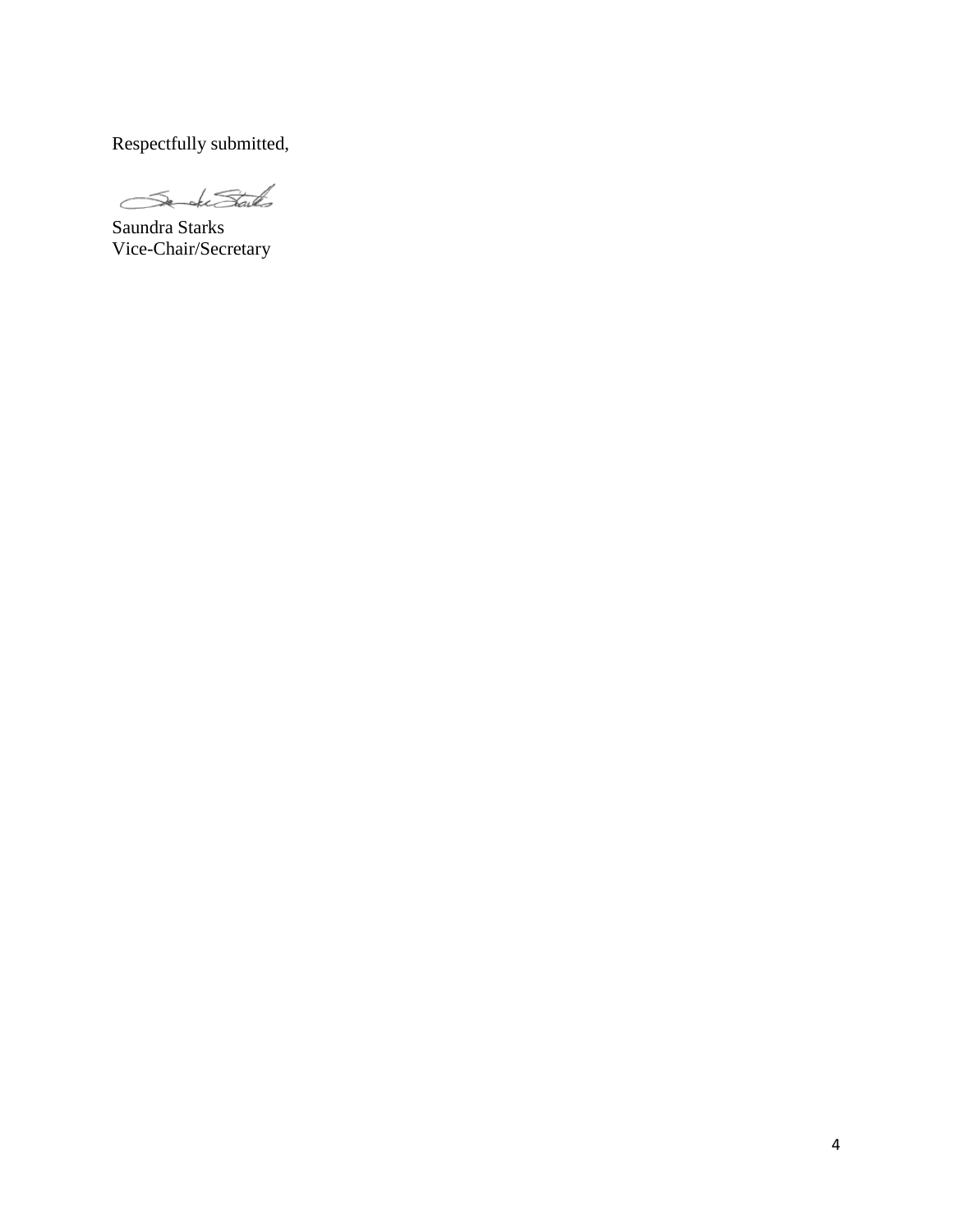Respectfully submitted,

Saundra Starks
Vice-Chair/Secretary